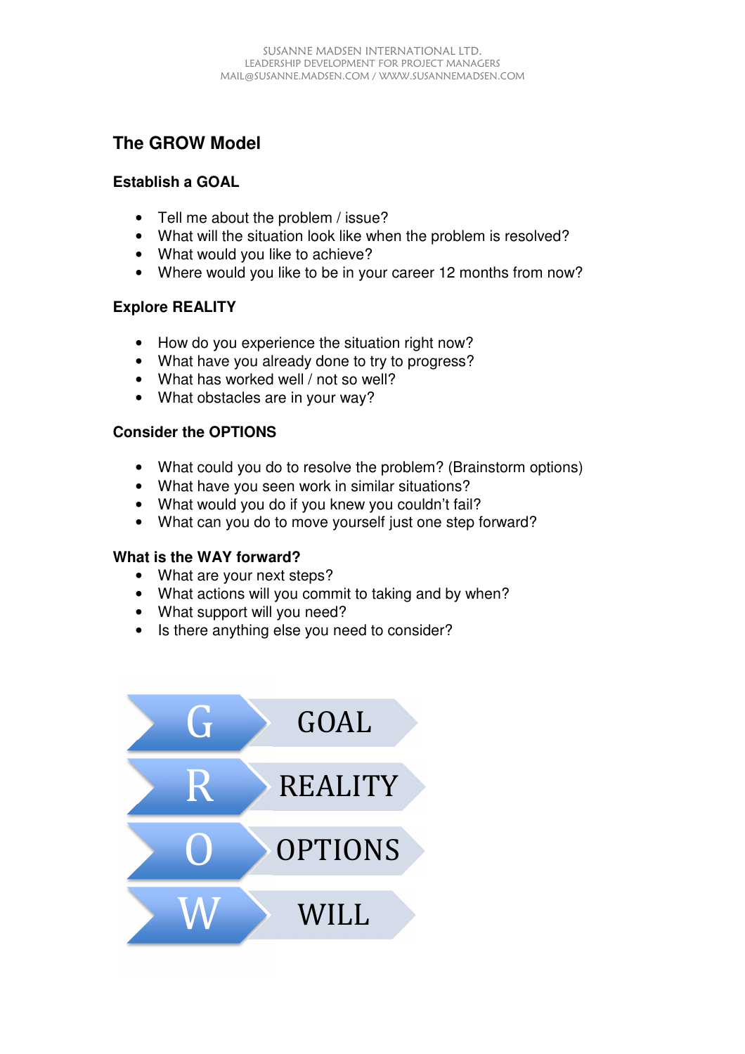SUSANNE MADSEN INTERNATIONAL LTD.
LEADERSHIP DEVELOPMENT FOR PROJECT MANAGERS
MAIL@SUSANNE.MADSEN.COM / WWW.SUSANNEMADSEN.COM

# The GROW Model

## Establish a GOAL

- Tell me about the problem / issue?
- What will the situation look like when the problem is resolved?
- What would you like to achieve?
- Where would you like to be in your career 12 months from now?

## Explore REALITY

- How do you experience the situation right now?
- What have you already done to try to progress?
- What has worked well / not so well?
- What obstacles are in your way?

## Consider the OPTIONS

- What could you do to resolve the problem? (Brainstorm options)
- What have you seen work in similar situations?
- What would you do if you knew you couldn't fail?
- What can you do to move yourself just one step forward?

## What is the WAY forward?

- What are your next steps?
- What actions will you commit to taking and by when?
- What support will you need?
- Is there anything else you need to consider?

G GOAL
R REALITY
O OPTIONS
W WILL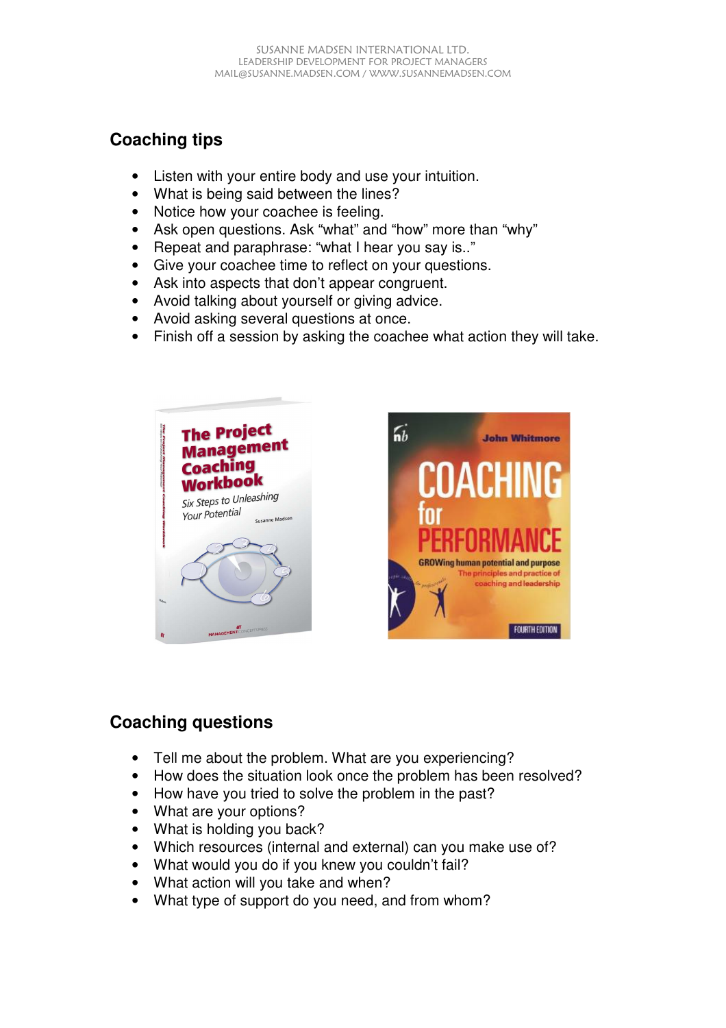## Coaching tips

- Listen with your entire body and use your intuition.
- What is being said between the lines?
- Notice how your coachee is feeling.
- Ask open questions. Ask “what” and “how” more than “why”
- Repeat and paraphrase: “what I hear you say is..”
- Give your coachee time to reflect on your questions.
- Ask into aspects that don’t appear congruent.
- Avoid talking about yourself or giving advice.
- Avoid asking several questions at once.
- Finish off a session by asking the coachee what action they will take.

## Coaching questions

- Tell me about the problem. What are you experiencing?
- How does the situation look once the problem has been resolved?
- How have you tried to solve the problem in the past?
- What are your options?
- What is holding you back?
- Which resources (internal and external) can you make use of?
- What would you do if you knew you couldn’t fail?
- What action will you take and when?
- What type of support do you need, and from whom?